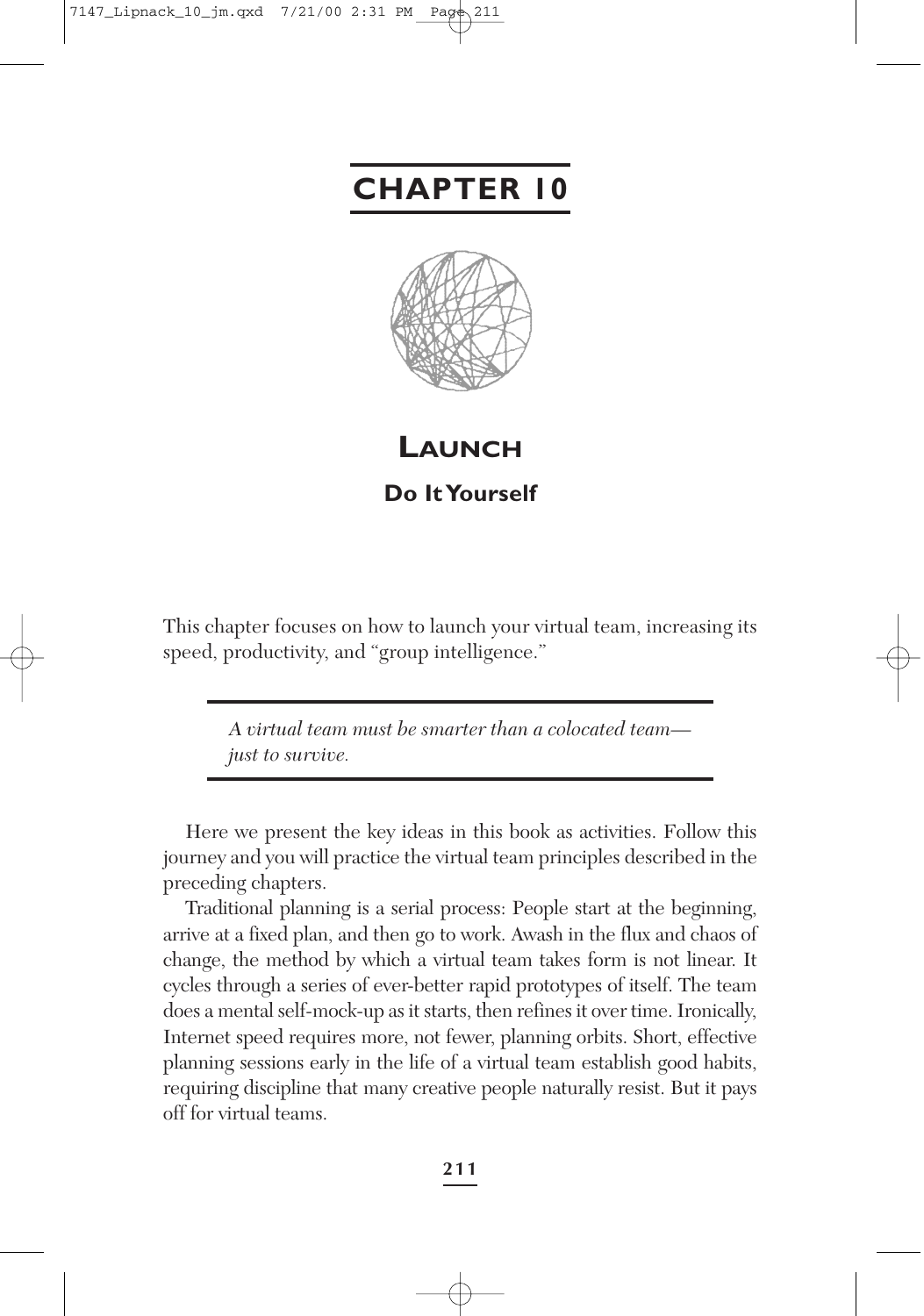# CHAPTER 10

## LAUNCH

### Do It Yourself

This chapter focuses on how to launch your virtual team, increasing its speed, productivity, and "group intelligence."

> *A virtual team must be smarter than a colocated team—just to survive.*

Here we present the key ideas in this book as activities. Follow this journey and you will practice the virtual team principles described in the preceding chapters.

Traditional planning is a serial process: People start at the beginning, arrive at a fixed plan, and then go to work. Awash in the flux and chaos of change, the method by which a virtual team takes form is not linear. It cycles through a series of ever-better rapid prototypes of itself. The team does a mental self-mock-up as it starts, then refines it over time. Ironically, Internet speed requires more, not fewer, planning orbits. Short, effective planning sessions early in the life of a virtual team establish good habits, requiring discipline that many creative people naturally resist. But it pays off for virtual teams.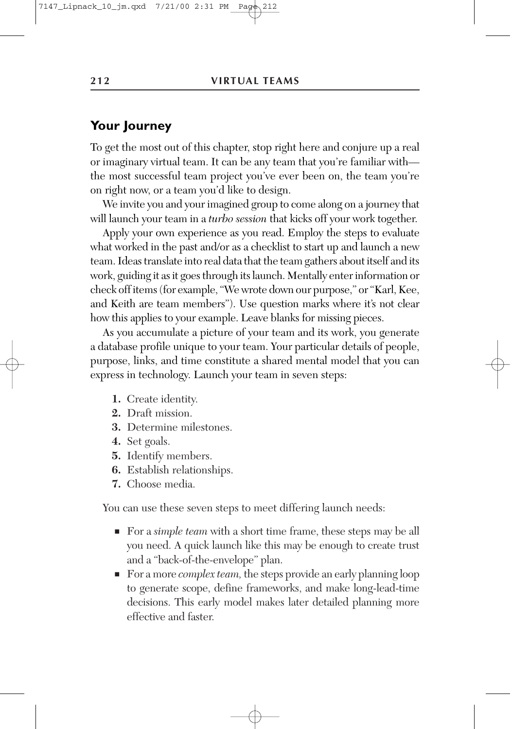## Your Journey

To get the most out of this chapter, stop right here and conjure up a real or imaginary virtual team. It can be any team that you're familiar with—the most successful team project you've ever been on, the team you're on right now, or a team you'd like to design.

We invite you and your imagined group to come along on a journey that will launch your team in a *turbo session* that kicks off your work together.

Apply your own experience as you read. Employ the steps to evaluate what worked in the past and/or as a checklist to start up and launch a new team. Ideas translate into real data that the team gathers about itself and its work, guiding it as it goes through its launch. Mentally enter information or check off items (for example, "We wrote down our purpose," or "Karl, Kee, and Keith are team members"). Use question marks where it's not clear how this applies to your example. Leave blanks for missing pieces.

As you accumulate a picture of your team and its work, you generate a database profile unique to your team. Your particular details of people, purpose, links, and time constitute a shared mental model that you can express in technology. Launch your team in seven steps:

1. Create identity.
2. Draft mission.
3. Determine milestones.
4. Set goals.
5. Identify members.
6. Establish relationships.
7. Choose media.

You can use these seven steps to meet differing launch needs:

- For a *simple team* with a short time frame, these steps may be all you need. A quick launch like this may be enough to create trust and a "back-of-the-envelope" plan.
- For a more *complex team*, the steps provide an early planning loop to generate scope, define frameworks, and make long-lead-time decisions. This early model makes later detailed planning more effective and faster.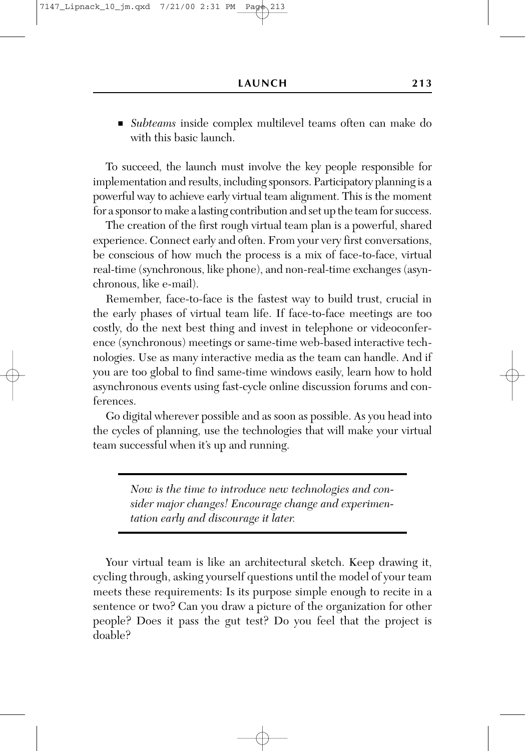- *Subteams* inside complex multilevel teams often can make do with this basic launch.

To succeed, the launch must involve the key people responsible for implementation and results, including sponsors. Participatory planning is a powerful way to achieve early virtual team alignment. This is the moment for a sponsor to make a lasting contribution and set up the team for success.

The creation of the first rough virtual team plan is a powerful, shared experience. Connect early and often. From your very first conversations, be conscious of how much the process is a mix of face-to-face, virtual real-time (synchronous, like phone), and non-real-time exchanges (asynchronous, like e-mail).

Remember, face-to-face is the fastest way to build trust, crucial in the early phases of virtual team life. If face-to-face meetings are too costly, do the next best thing and invest in telephone or videoconference (synchronous) meetings or same-time web-based interactive technologies. Use as many interactive media as the team can handle. And if you are too global to find same-time windows easily, learn how to hold asynchronous events using fast-cycle online discussion forums and conferences.

Go digital wherever possible and as soon as possible. As you head into the cycles of planning, use the technologies that will make your virtual team successful when it's up and running.

> *Now is the time to introduce new technologies and consider major changes! Encourage change and experimentation early and discourage it later.*

Your virtual team is like an architectural sketch. Keep drawing it, cycling through, asking yourself questions until the model of your team meets these requirements: Is its purpose simple enough to recite in a sentence or two? Can you draw a picture of the organization for other people? Does it pass the gut test? Do you feel that the project is doable?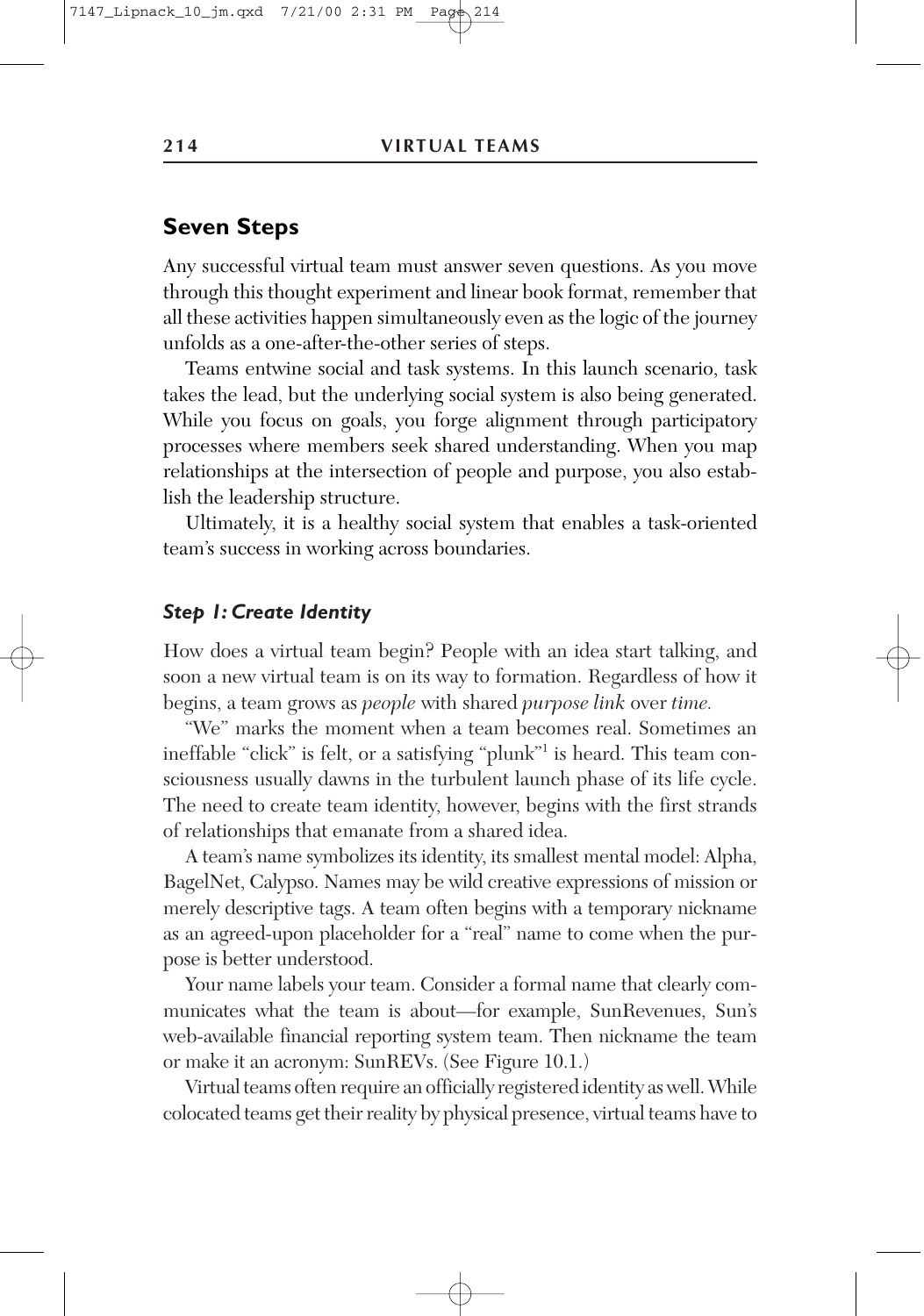## Seven Steps

Any successful virtual team must answer seven questions. As you move through this thought experiment and linear book format, remember that all these activities happen simultaneously even as the logic of the journey unfolds as a one-after-the-other series of steps.

Teams entwine social and task systems. In this launch scenario, task takes the lead, but the underlying social system is also being generated. While you focus on goals, you forge alignment through participatory processes where members seek shared understanding. When you map relationships at the intersection of people and purpose, you also establish the leadership structure.

Ultimately, it is a healthy social system that enables a task-oriented team's success in working across boundaries.

### *Step 1: Create Identity*

How does a virtual team begin? People with an idea start talking, and soon a new virtual team is on its way to formation. Regardless of how it begins, a team grows as *people* with shared *purpose link* over *time.*

"We" marks the moment when a team becomes real. Sometimes an ineffable "click" is felt, or a satisfying "plunk"[1] is heard. This team consciousness usually dawns in the turbulent launch phase of its life cycle. The need to create team identity, however, begins with the first strands of relationships that emanate from a shared idea.

A team's name symbolizes its identity, its smallest mental model: Alpha, BagelNet, Calypso. Names may be wild creative expressions of mission or merely descriptive tags. A team often begins with a temporary nickname as an agreed-upon placeholder for a "real" name to come when the purpose is better understood.

Your name labels your team. Consider a formal name that clearly communicates what the team is about—for example, SunRevenues, Sun's web-available financial reporting system team. Then nickname the team or make it an acronym: SunREVs. (See Figure 10.1.)

Virtual teams often require an officially registered identity as well. While colocated teams get their reality by physical presence, virtual teams have to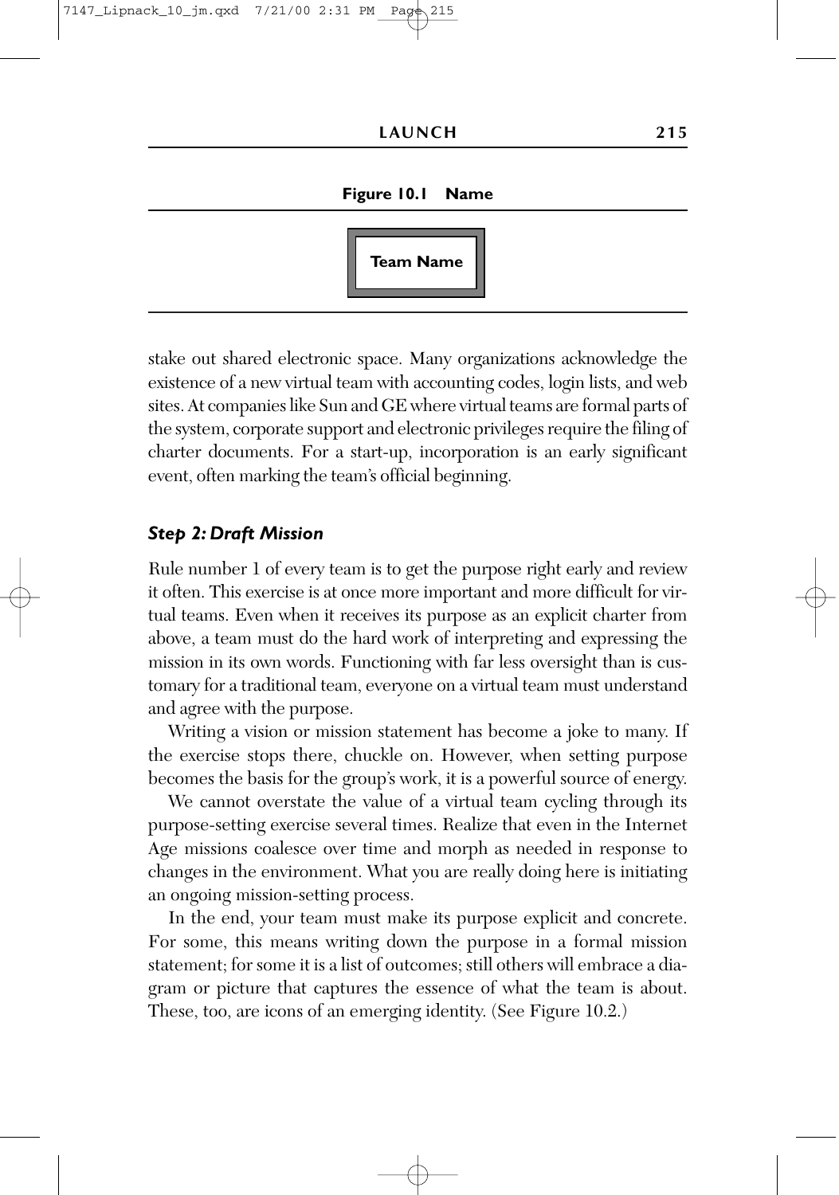**Figure 10.1 Name**

**Team Name**

stake out shared electronic space. Many organizations acknowledge the existence of a new virtual team with accounting codes, login lists, and web sites. At companies like Sun and GE where virtual teams are formal parts of the system, corporate support and electronic privileges require the filing of charter documents. For a start-up, incorporation is an early significant event, often marking the team's official beginning.

### *Step 2: Draft Mission*

Rule number 1 of every team is to get the purpose right early and review it often. This exercise is at once more important and more difficult for virtual teams. Even when it receives its purpose as an explicit charter from above, a team must do the hard work of interpreting and expressing the mission in its own words. Functioning with far less oversight than is customary for a traditional team, everyone on a virtual team must understand and agree with the purpose.

Writing a vision or mission statement has become a joke to many. If the exercise stops there, chuckle on. However, when setting purpose becomes the basis for the group's work, it is a powerful source of energy.

We cannot overstate the value of a virtual team cycling through its purpose-setting exercise several times. Realize that even in the Internet Age missions coalesce over time and morph as needed in response to changes in the environment. What you are really doing here is initiating an ongoing mission-setting process.

In the end, your team must make its purpose explicit and concrete. For some, this means writing down the purpose in a formal mission statement; for some it is a list of outcomes; still others will embrace a diagram or picture that captures the essence of what the team is about. These, too, are icons of an emerging identity. (See Figure 10.2.)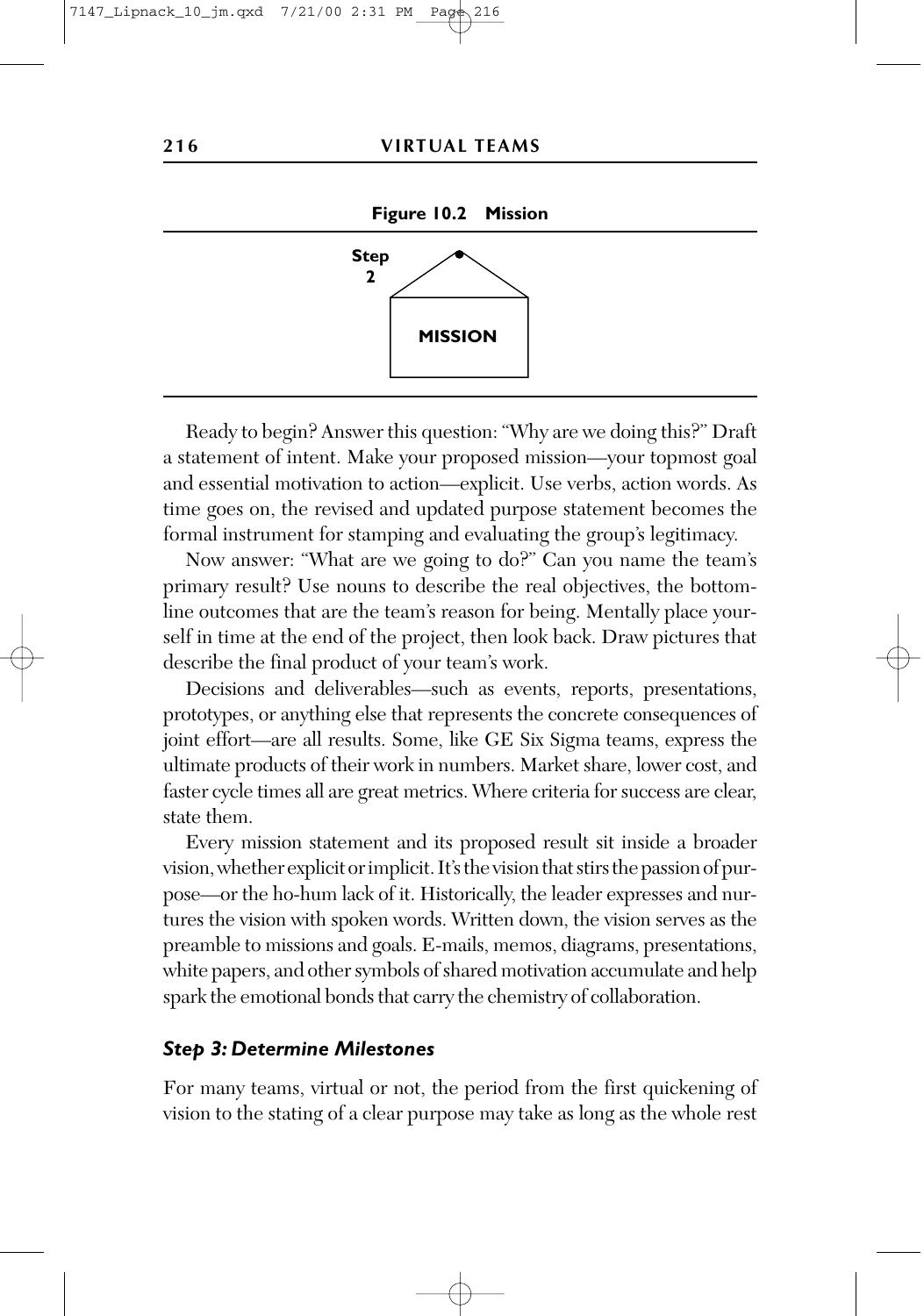**Figure 10.2 Mission**

Step 2

MISSION

Ready to begin? Answer this question: "Why are we doing this?" Draft a statement of intent. Make your proposed mission—your topmost goal and essential motivation to action—explicit. Use verbs, action words. As time goes on, the revised and updated purpose statement becomes the formal instrument for stamping and evaluating the group's legitimacy.

Now answer: "What are we going to do?" Can you name the team's primary result? Use nouns to describe the real objectives, the bottom-line outcomes that are the team's reason for being. Mentally place yourself in time at the end of the project, then look back. Draw pictures that describe the final product of your team's work.

Decisions and deliverables—such as events, reports, presentations, prototypes, or anything else that represents the concrete consequences of joint effort—are all results. Some, like GE Six Sigma teams, express the ultimate products of their work in numbers. Market share, lower cost, and faster cycle times all are great metrics. Where criteria for success are clear, state them.

Every mission statement and its proposed result sit inside a broader vision, whether explicit or implicit. It's the vision that stirs the passion of purpose—or the ho-hum lack of it. Historically, the leader expresses and nurtures the vision with spoken words. Written down, the vision serves as the preamble to missions and goals. E-mails, memos, diagrams, presentations, white papers, and other symbols of shared motivation accumulate and help spark the emotional bonds that carry the chemistry of collaboration.

### *Step 3: Determine Milestones*

For many teams, virtual or not, the period from the first quickening of vision to the stating of a clear purpose may take as long as the whole rest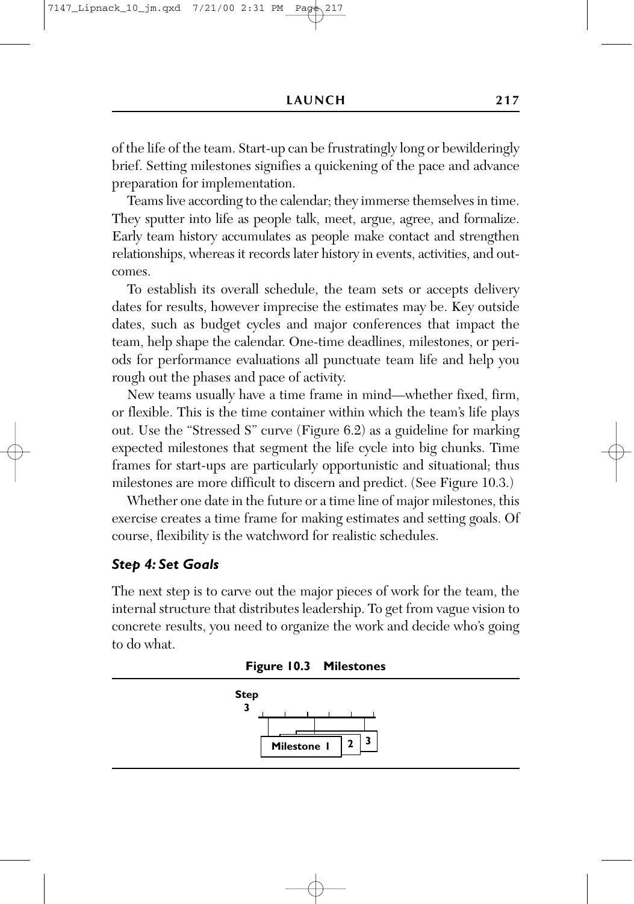of the life of the team. Start-up can be frustratingly long or bewilderingly brief. Setting milestones signifies a quickening of the pace and advance preparation for implementation.

Teams live according to the calendar; they immerse themselves in time. They sputter into life as people talk, meet, argue, agree, and formalize. Early team history accumulates as people make contact and strengthen relationships, whereas it records later history in events, activities, and outcomes.

To establish its overall schedule, the team sets or accepts delivery dates for results, however imprecise the estimates may be. Key outside dates, such as budget cycles and major conferences that impact the team, help shape the calendar. One-time deadlines, milestones, or periods for performance evaluations all punctuate team life and help you rough out the phases and pace of activity.

New teams usually have a time frame in mind—whether fixed, firm, or flexible. This is the time container within which the team's life plays out. Use the "Stressed S" curve (Figure 6.2) as a guideline for marking expected milestones that segment the life cycle into big chunks. Time frames for start-ups are particularly opportunistic and situational; thus milestones are more difficult to discern and predict. (See Figure 10.3.)

Whether one date in the future or a time line of major milestones, this exercise creates a time frame for making estimates and setting goals. Of course, flexibility is the watchword for realistic schedules.

### *Step 4: Set Goals*

The next step is to carve out the major pieces of work for the team, the internal structure that distributes leadership. To get from vague vision to concrete results, you need to organize the work and decide who's going to do what.

**Figure 10.3 Milestones**

Step 3

Milestone 1

2

3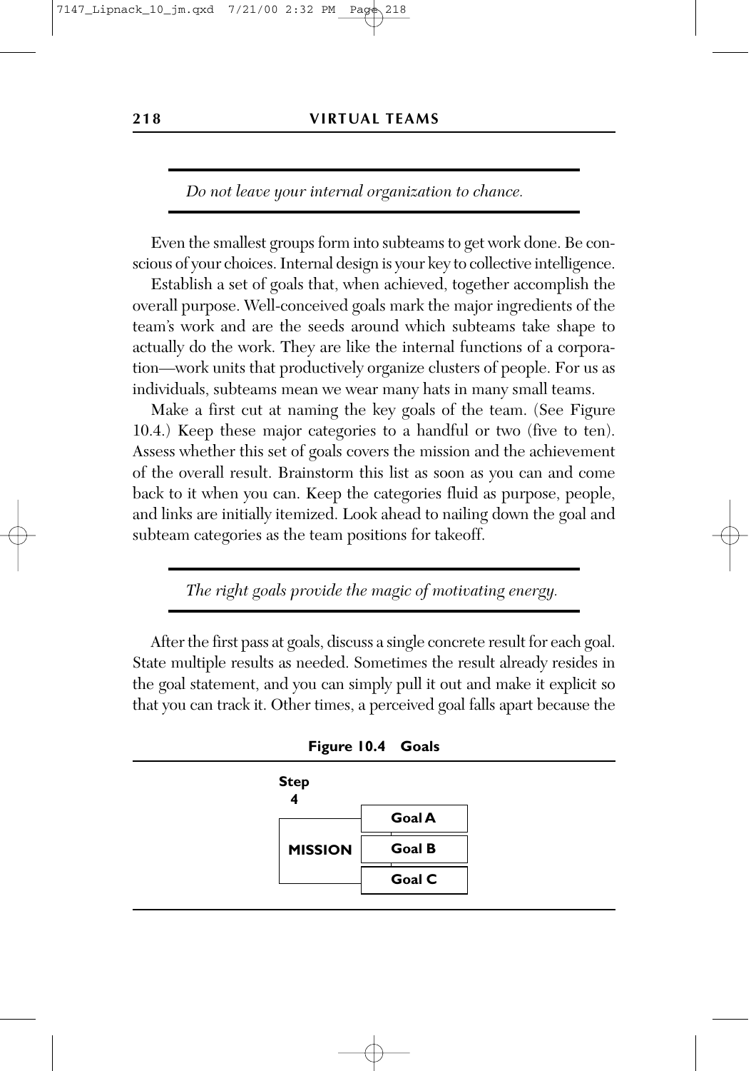*Do not leave your internal organization to chance.*

Even the smallest groups form into subteams to get work done. Be conscious of your choices. Internal design is your key to collective intelligence.

Establish a set of goals that, when achieved, together accomplish the overall purpose. Well-conceived goals mark the major ingredients of the team's work and are the seeds around which subteams take shape to actually do the work. They are like the internal functions of a corporation—work units that productively organize clusters of people. For us as individuals, subteams mean we wear many hats in many small teams.

Make a first cut at naming the key goals of the team. (See Figure 10.4.) Keep these major categories to a handful or two (five to ten). Assess whether this set of goals covers the mission and the achievement of the overall result. Brainstorm this list as soon as you can and come back to it when you can. Keep the categories fluid as purpose, people, and links are initially itemized. Look ahead to nailing down the goal and subteam categories as the team positions for takeoff.

*The right goals provide the magic of motivating energy.*

After the first pass at goals, discuss a single concrete result for each goal. State multiple results as needed. Sometimes the result already resides in the goal statement, and you can simply pull it out and make it explicit so that you can track it. Other times, a perceived goal falls apart because the

**Figure 10.4 Goals**

**Step 4**

| MISSION | Goal A |
|---|---|
| | Goal B |
| | Goal C |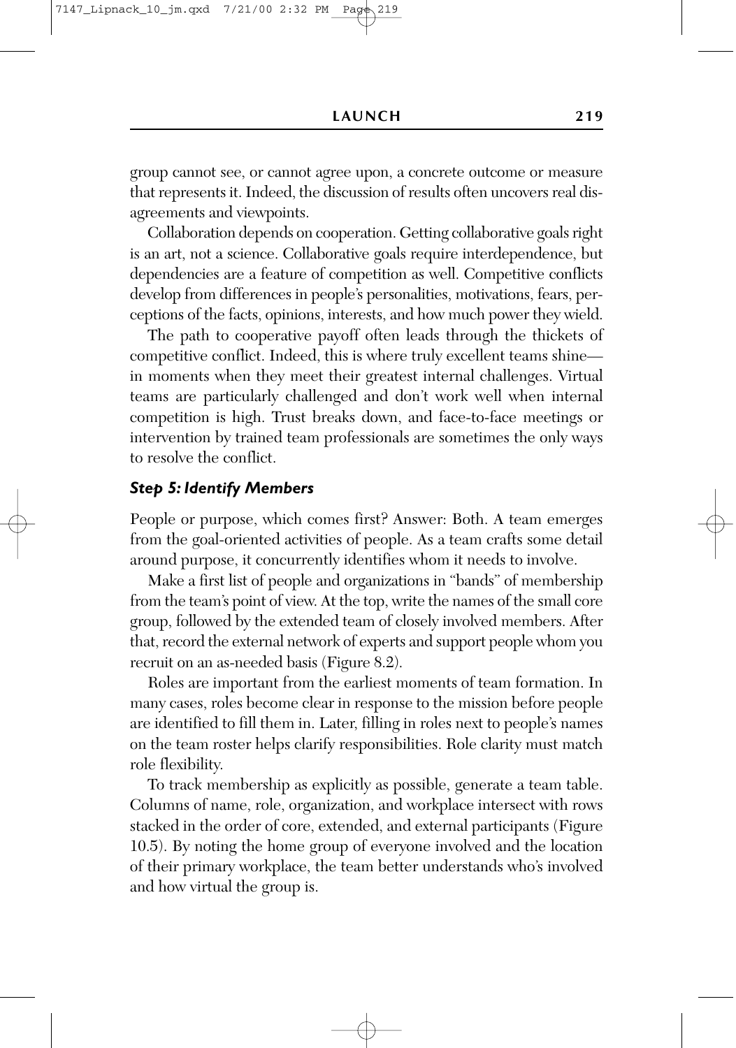group cannot see, or cannot agree upon, a concrete outcome or measure that represents it. Indeed, the discussion of results often uncovers real disagreements and viewpoints.

Collaboration depends on cooperation. Getting collaborative goals right is an art, not a science. Collaborative goals require interdependence, but dependencies are a feature of competition as well. Competitive conflicts develop from differences in people's personalities, motivations, fears, perceptions of the facts, opinions, interests, and how much power they wield.

The path to cooperative payoff often leads through the thickets of competitive conflict. Indeed, this is where truly excellent teams shine—in moments when they meet their greatest internal challenges. Virtual teams are particularly challenged and don't work well when internal competition is high. Trust breaks down, and face-to-face meetings or intervention by trained team professionals are sometimes the only ways to resolve the conflict.

### *Step 5: Identify Members*

People or purpose, which comes first? Answer: Both. A team emerges from the goal-oriented activities of people. As a team crafts some detail around purpose, it concurrently identifies whom it needs to involve.

Make a first list of people and organizations in "bands" of membership from the team's point of view. At the top, write the names of the small core group, followed by the extended team of closely involved members. After that, record the external network of experts and support people whom you recruit on an as-needed basis (Figure 8.2).

Roles are important from the earliest moments of team formation. In many cases, roles become clear in response to the mission before people are identified to fill them in. Later, filling in roles next to people's names on the team roster helps clarify responsibilities. Role clarity must match role flexibility.

To track membership as explicitly as possible, generate a team table. Columns of name, role, organization, and workplace intersect with rows stacked in the order of core, extended, and external participants (Figure 10.5). By noting the home group of everyone involved and the location of their primary workplace, the team better understands who's involved and how virtual the group is.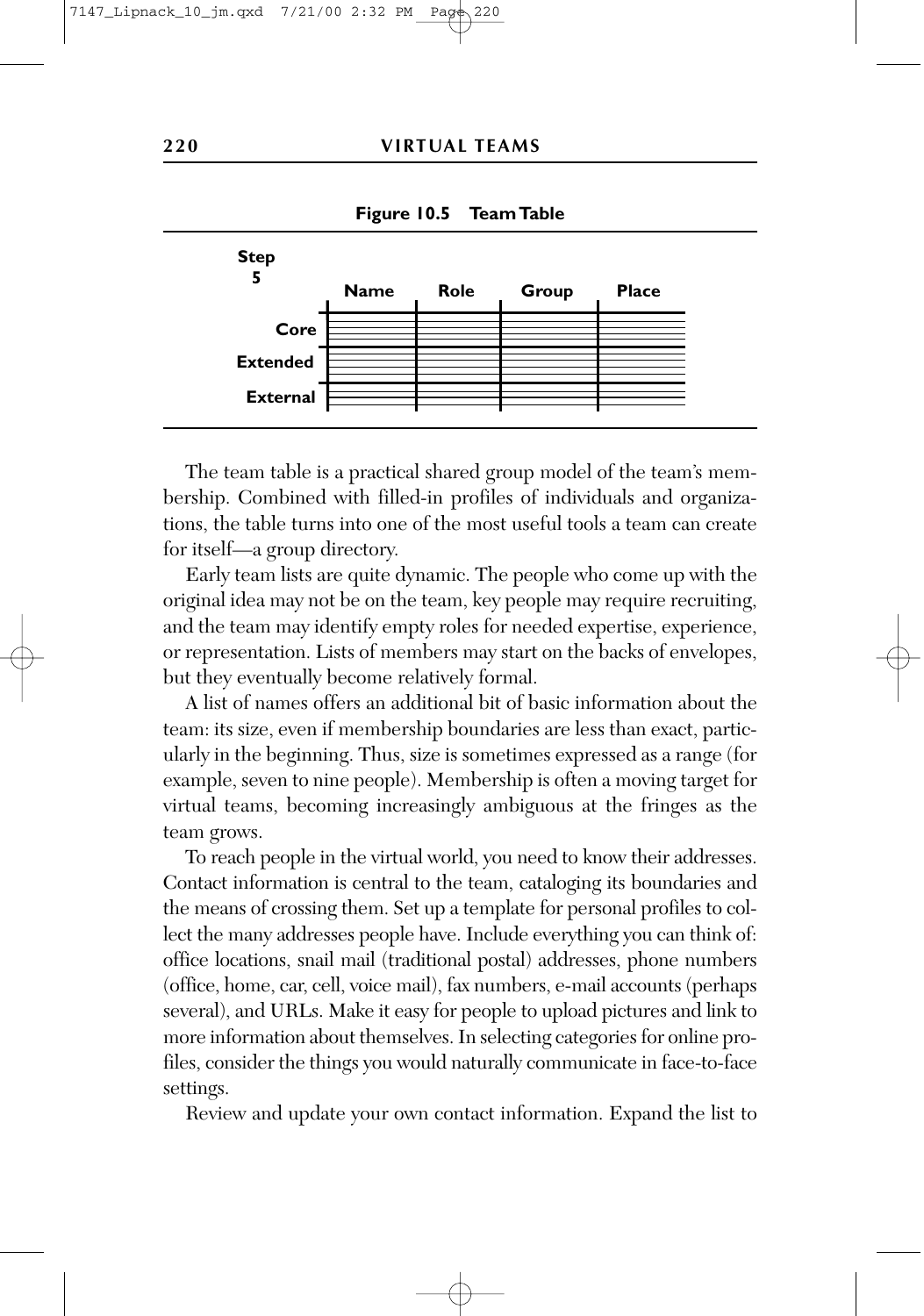**Figure 10.5 Team Table**

| Step 5 | Name | Role | Group | Place |
|---|---|---|---|---|
| Core | | | | |
| Extended | | | | |
| External | | | | |

The team table is a practical shared group model of the team's membership. Combined with filled-in profiles of individuals and organizations, the table turns into one of the most useful tools a team can create for itself—a group directory.

Early team lists are quite dynamic. The people who come up with the original idea may not be on the team, key people may require recruiting, and the team may identify empty roles for needed expertise, experience, or representation. Lists of members may start on the backs of envelopes, but they eventually become relatively formal.

A list of names offers an additional bit of basic information about the team: its size, even if membership boundaries are less than exact, particularly in the beginning. Thus, size is sometimes expressed as a range (for example, seven to nine people). Membership is often a moving target for virtual teams, becoming increasingly ambiguous at the fringes as the team grows.

To reach people in the virtual world, you need to know their addresses. Contact information is central to the team, cataloging its boundaries and the means of crossing them. Set up a template for personal profiles to collect the many addresses people have. Include everything you can think of: office locations, snail mail (traditional postal) addresses, phone numbers (office, home, car, cell, voice mail), fax numbers, e-mail accounts (perhaps several), and URLs. Make it easy for people to upload pictures and link to more information about themselves. In selecting categories for online profiles, consider the things you would naturally communicate in face-to-face settings.

Review and update your own contact information. Expand the list to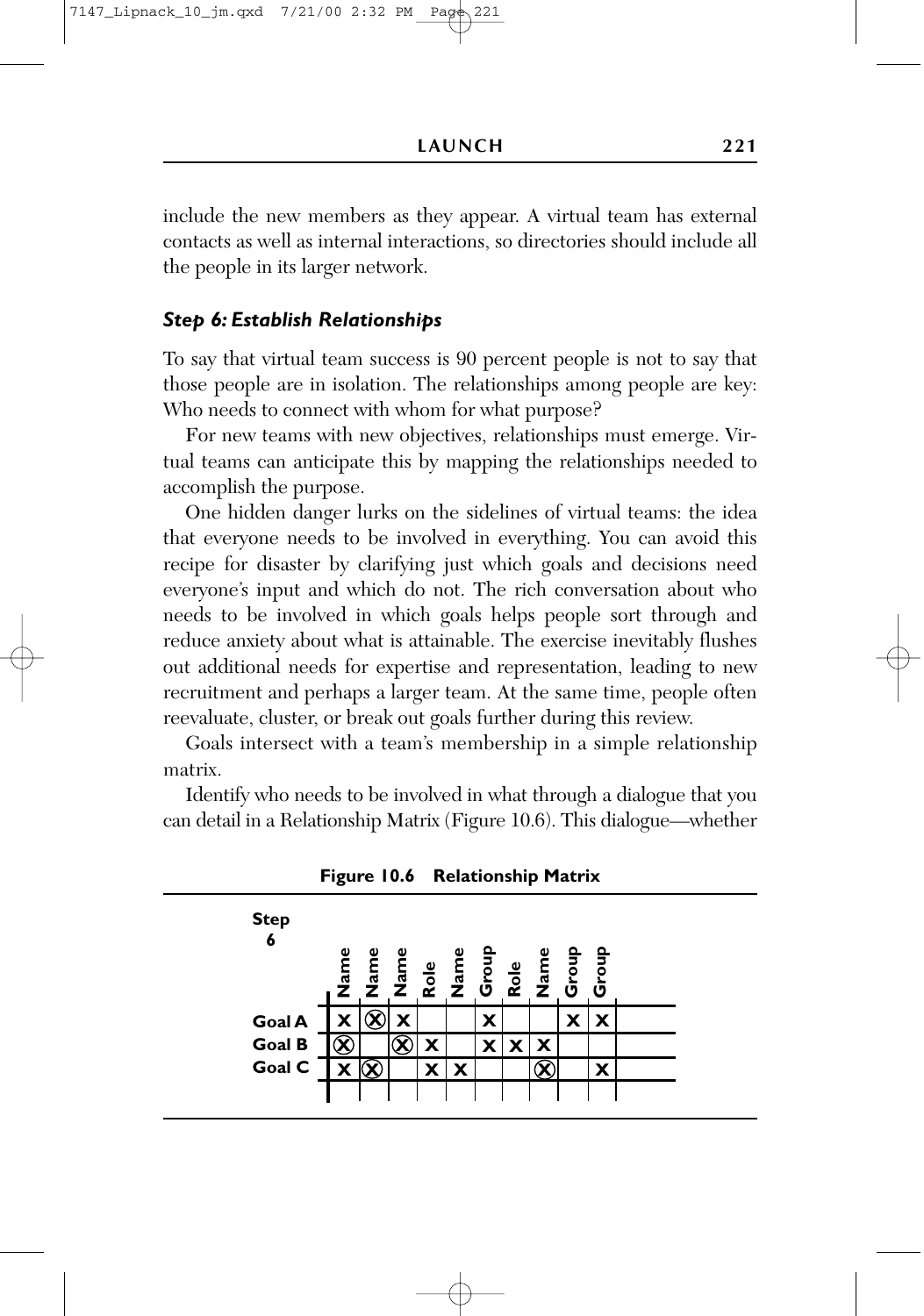include the new members as they appear. A virtual team has external contacts as well as internal interactions, so directories should include all the people in its larger network.

### *Step 6: Establish Relationships*

To say that virtual team success is 90 percent people is not to say that those people are in isolation. The relationships among people are key: Who needs to connect with whom for what purpose?

For new teams with new objectives, relationships must emerge. Virtual teams can anticipate this by mapping the relationships needed to accomplish the purpose.

One hidden danger lurks on the sidelines of virtual teams: the idea that everyone needs to be involved in everything. You can avoid this recipe for disaster by clarifying just which goals and decisions need everyone's input and which do not. The rich conversation about who needs to be involved in which goals helps people sort through and reduce anxiety about what is attainable. The exercise inevitably flushes out additional needs for expertise and representation, leading to new recruitment and perhaps a larger team. At the same time, people often reevaluate, cluster, or break out goals further during this review.

Goals intersect with a team's membership in a simple relationship matrix.

Identify who needs to be involved in what through a dialogue that you can detail in a Relationship Matrix (Figure 10.6). This dialogue—whether

**Figure 10.6 Relationship Matrix**

| **Step 6** | **Name** | **Name** | **Name** | **Role** | **Name** | **Group** | **Role** | **Name** | **Group** | **Group** | |
|---|---|---|---|---|---|---|---|---|---|---|---|
| **Goal A** | X | ⊗ | X | | | X | | | X | X | |
| **Goal B** | ⊗ | | ⊗ | X | | X | X | X | | | |
| **Goal C** | X | ⊗ | | X | X | | | ⊗ | | X | |
| | | | | | | | | | | | |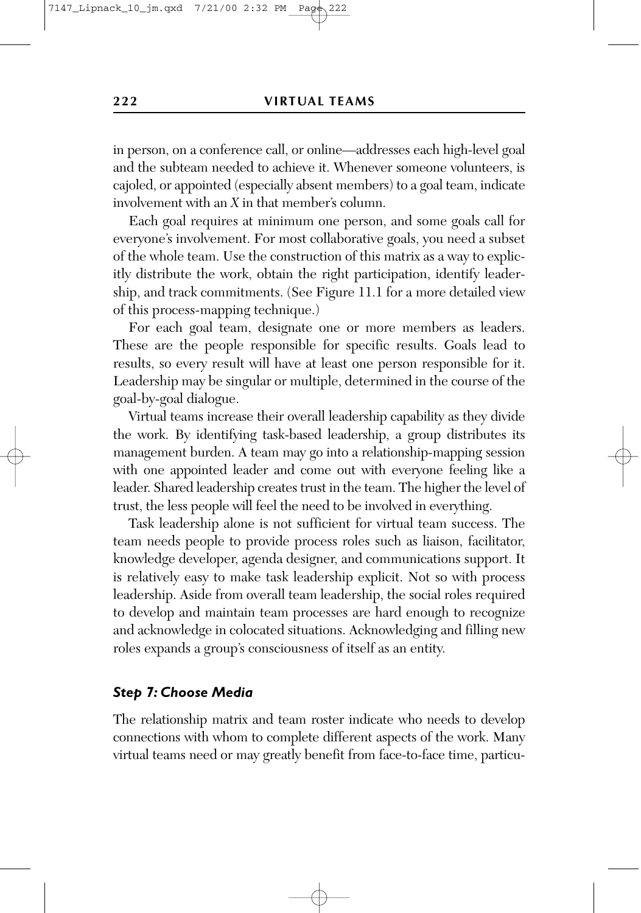in person, on a conference call, or online—addresses each high-level goal and the subteam needed to achieve it. Whenever someone volunteers, is cajoled, or appointed (especially absent members) to a goal team, indicate involvement with an *X* in that member's column.

Each goal requires at minimum one person, and some goals call for everyone's involvement. For most collaborative goals, you need a subset of the whole team. Use the construction of this matrix as a way to explicitly distribute the work, obtain the right participation, identify leadership, and track commitments. (See Figure 11.1 for a more detailed view of this process-mapping technique.)

For each goal team, designate one or more members as leaders. These are the people responsible for specific results. Goals lead to results, so every result will have at least one person responsible for it. Leadership may be singular or multiple, determined in the course of the goal-by-goal dialogue.

Virtual teams increase their overall leadership capability as they divide the work. By identifying task-based leadership, a group distributes its management burden. A team may go into a relationship-mapping session with one appointed leader and come out with everyone feeling like a leader. Shared leadership creates trust in the team. The higher the level of trust, the less people will feel the need to be involved in everything.

Task leadership alone is not sufficient for virtual team success. The team needs people to provide process roles such as liaison, facilitator, knowledge developer, agenda designer, and communications support. It is relatively easy to make task leadership explicit. Not so with process leadership. Aside from overall team leadership, the social roles required to develop and maintain team processes are hard enough to recognize and acknowledge in colocated situations. Acknowledging and filling new roles expands a group's consciousness of itself as an entity.

### *Step 7: Choose Media*

The relationship matrix and team roster indicate who needs to develop connections with whom to complete different aspects of the work. Many virtual teams need or may greatly benefit from face-to-face time, particu-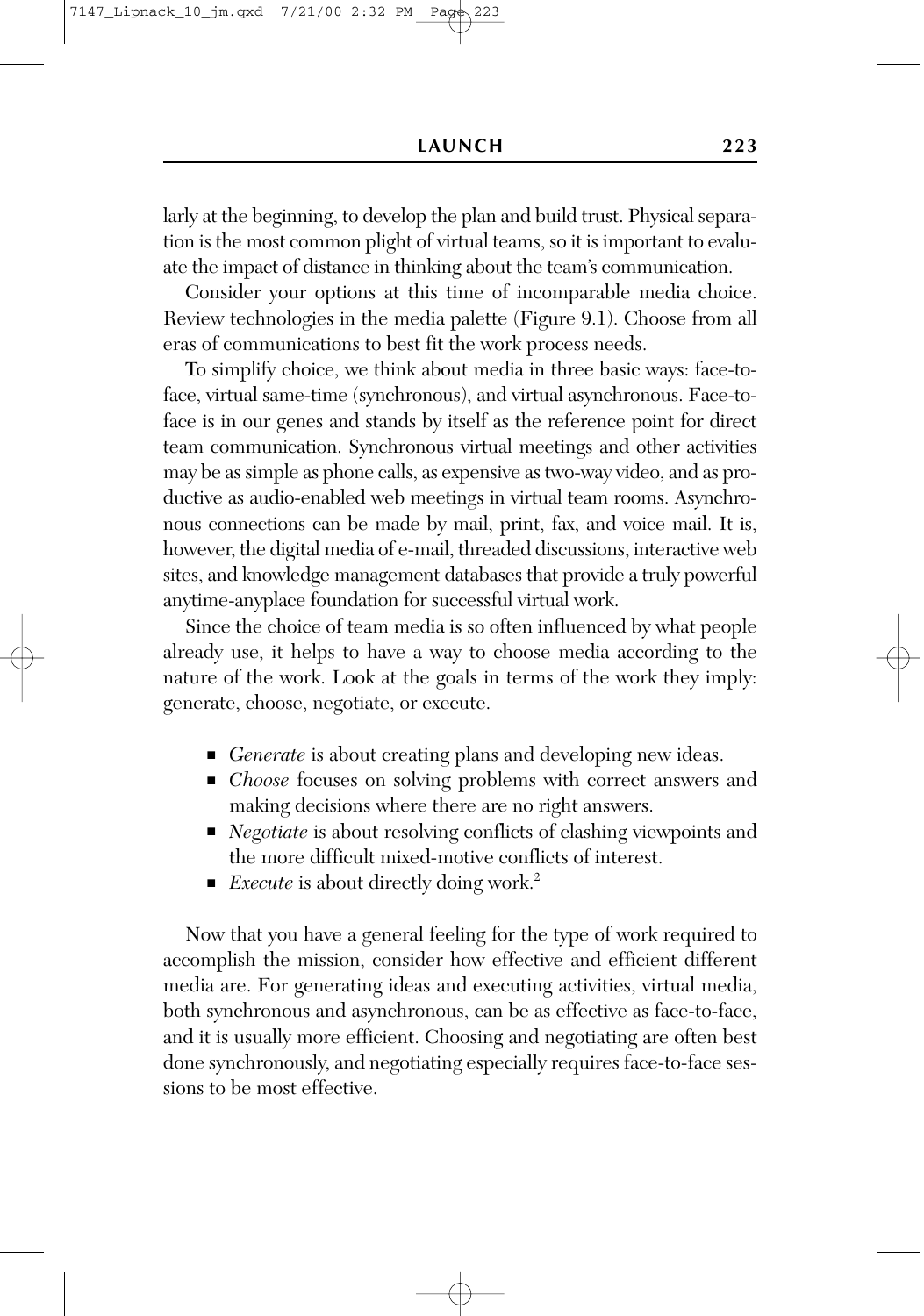larly at the beginning, to develop the plan and build trust. Physical separation is the most common plight of virtual teams, so it is important to evaluate the impact of distance in thinking about the team's communication.

Consider your options at this time of incomparable media choice. Review technologies in the media palette (Figure 9.1). Choose from all eras of communications to best fit the work process needs.

To simplify choice, we think about media in three basic ways: face-to-face, virtual same-time (synchronous), and virtual asynchronous. Face-to-face is in our genes and stands by itself as the reference point for direct team communication. Synchronous virtual meetings and other activities may be as simple as phone calls, as expensive as two-way video, and as productive as audio-enabled web meetings in virtual team rooms. Asynchronous connections can be made by mail, print, fax, and voice mail. It is, however, the digital media of e-mail, threaded discussions, interactive web sites, and knowledge management databases that provide a truly powerful anytime-anyplace foundation for successful virtual work.

Since the choice of team media is so often influenced by what people already use, it helps to have a way to choose media according to the nature of the work. Look at the goals in terms of the work they imply: generate, choose, negotiate, or execute.

- *Generate* is about creating plans and developing new ideas.
- *Choose* focuses on solving problems with correct answers and making decisions where there are no right answers.
- *Negotiate* is about resolving conflicts of clashing viewpoints and the more difficult mixed-motive conflicts of interest.
- *Execute* is about directly doing work.[2]

Now that you have a general feeling for the type of work required to accomplish the mission, consider how effective and efficient different media are. For generating ideas and executing activities, virtual media, both synchronous and asynchronous, can be as effective as face-to-face, and it is usually more efficient. Choosing and negotiating are often best done synchronously, and negotiating especially requires face-to-face sessions to be most effective.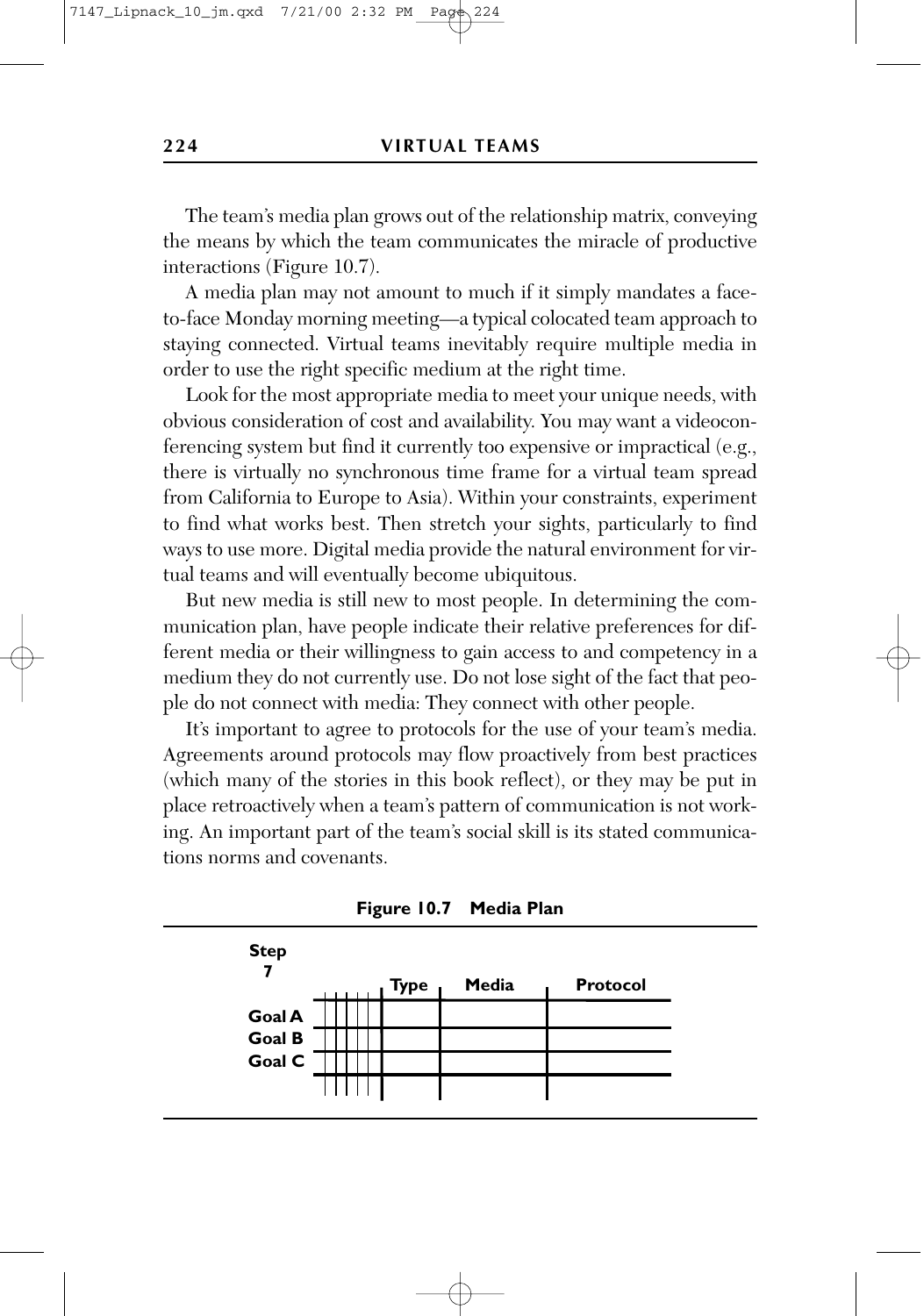The team's media plan grows out of the relationship matrix, conveying the means by which the team communicates the miracle of productive interactions (Figure 10.7).

A media plan may not amount to much if it simply mandates a face-to-face Monday morning meeting—a typical colocated team approach to staying connected. Virtual teams inevitably require multiple media in order to use the right specific medium at the right time.

Look for the most appropriate media to meet your unique needs, with obvious consideration of cost and availability. You may want a videoconferencing system but find it currently too expensive or impractical (e.g., there is virtually no synchronous time frame for a virtual team spread from California to Europe to Asia). Within your constraints, experiment to find what works best. Then stretch your sights, particularly to find ways to use more. Digital media provide the natural environment for virtual teams and will eventually become ubiquitous.

But new media is still new to most people. In determining the communication plan, have people indicate their relative preferences for different media or their willingness to gain access to and competency in a medium they do not currently use. Do not lose sight of the fact that people do not connect with media: They connect with other people.

It's important to agree to protocols for the use of your team's media. Agreements around protocols may flow proactively from best practices (which many of the stories in this book reflect), or they may be put in place retroactively when a team's pattern of communication is not working. An important part of the team's social skill is its stated communications norms and covenants.

**Figure 10.7 Media Plan**

| Step 7 | | | | | Type | Media | Protocol |
|---|---|---|---|---|---|---|---|
| Goal A | | | | | | | |
| Goal B | | | | | | | |
| Goal C | | | | | | | |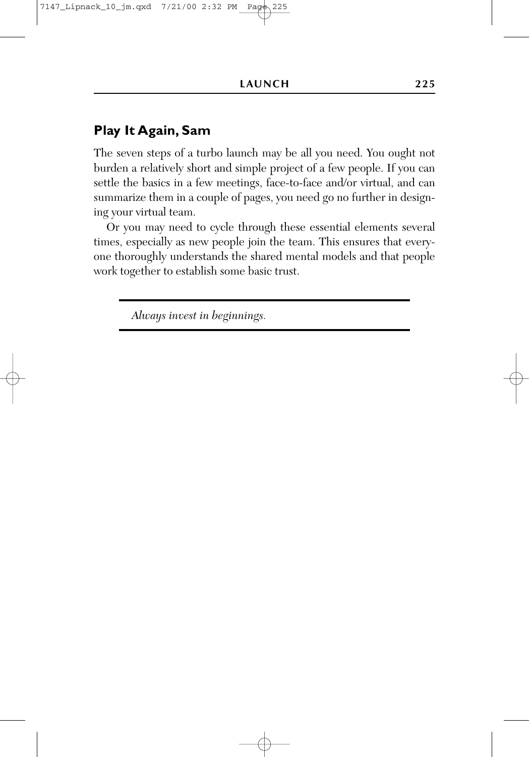## Play It Again, Sam

The seven steps of a turbo launch may be all you need. You ought not burden a relatively short and simple project of a few people. If you can settle the basics in a few meetings, face-to-face and/or virtual, and can summarize them in a couple of pages, you need go no further in designing your virtual team.

Or you may need to cycle through these essential elements several times, especially as new people join the team. This ensures that everyone thoroughly understands the shared mental models and that people work together to establish some basic trust.

---

*Always invest in beginnings.*

---